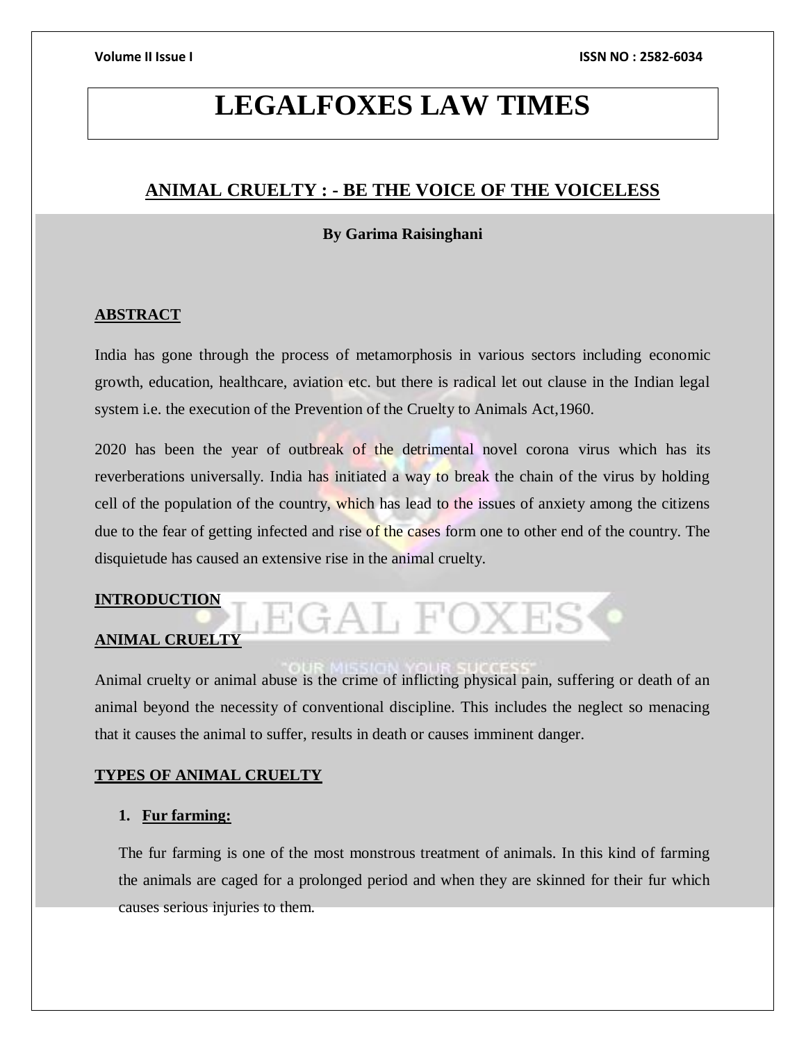# LEGALFOXES LAW TIMES

## ANIMAL CRUELTY : - BE THE VOICE OF THE VOICELESS

**By Garima Raisinghani**

### ABSTRACT

India has gone through the process of metamorphosis in various sectors including economic growth, education, healthcare, aviation etc. but there is radical let out clause in the Indian legal system i.e. the execution of the Prevention of the Cruelty to Animals Act,1960.

2020 has been the year of outbreak of the detrimental novel corona virus which has its reverberations universally. India has initiated a way to break the chain of the virus by holding cell of the population of the country, which has lead to the issues of anxiety among the citizens due to the fear of getting infected and rise of the cases form one to other end of the country. The disquietude has caused an extensive rise in the animal cruelty.

### INTRODUCTION

### ANIMAL CRUELTY

Animal cruelty or animal abuse is the crime of inflicting physical pain, suffering or death of an animal beyond the necessity of conventional discipline. This includes the neglect so menacing that it causes the animal to suffer, results in death or causes imminent danger.

### TYPES OF ANIMAL CRUELTY

1. **Fur farming:**

   The fur farming is one of the most monstrous treatment of animals. In this kind of farming the animals are caged for a prolonged period and when they are skinned for their fur which causes serious injuries to them.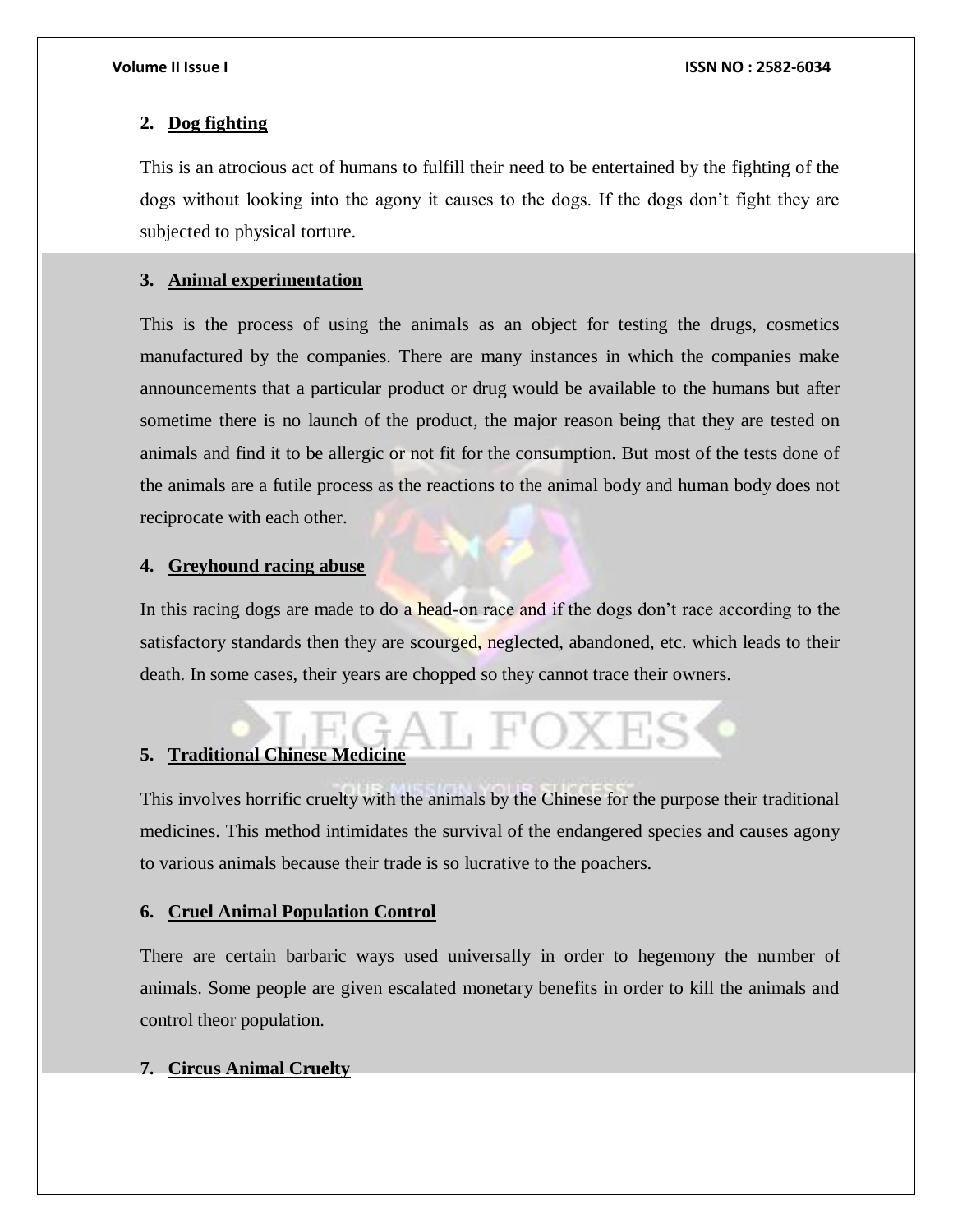**2. <u>Dog fighting</u>**

This is an atrocious act of humans to fulfill their need to be entertained by the fighting of the dogs without looking into the agony it causes to the dogs. If the dogs don't fight they are subjected to physical torture.

**3. <u>Animal experimentation</u>**

This is the process of using the animals as an object for testing the drugs, cosmetics manufactured by the companies. There are many instances in which the companies make announcements that a particular product or drug would be available to the humans but after sometime there is no launch of the product, the major reason being that they are tested on animals and find it to be allergic or not fit for the consumption. But most of the tests done of the animals are a futile process as the reactions to the animal body and human body does not reciprocate with each other.

**4. <u>Greyhound racing abuse</u>**

In this racing dogs are made to do a head-on race and if the dogs don't race according to the satisfactory standards then they are scourged, neglected, abandoned, etc. which leads to their death. In some cases, their years are chopped so they cannot trace their owners.

**5. <u>Traditional Chinese Medicine</u>**

This involves horrific cruelty with the animals by the Chinese for the purpose their traditional medicines. This method intimidates the survival of the endangered species and causes agony to various animals because their trade is so lucrative to the poachers.

**6. <u>Cruel Animal Population Control</u>**

There are certain barbaric ways used universally in order to hegemony the number of animals. Some people are given escalated monetary benefits in order to kill the animals and control theor population.

**7. <u>Circus Animal Cruelty</u>**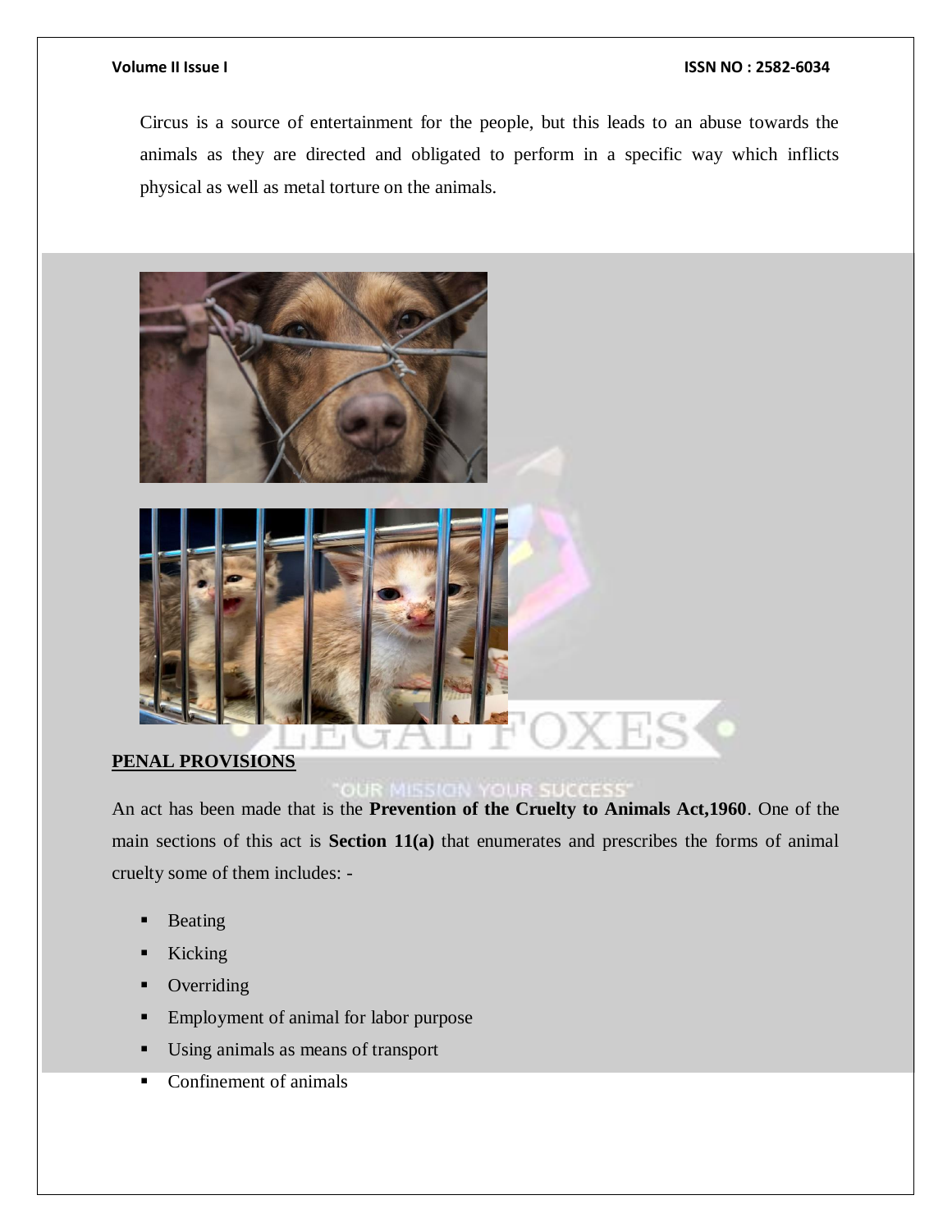Circus is a source of entertainment for the people, but this leads to an abuse towards the animals as they are directed and obligated to perform in a specific way which inflicts physical as well as metal torture on the animals.

## PENAL PROVISIONS

An act has been made that is the **Prevention of the Cruelty to Animals Act,1960**. One of the main sections of this act is **Section 11(a)** that enumerates and prescribes the forms of animal cruelty some of them includes: -

- Beating
- Kicking
- Overriding
- Employment of animal for labor purpose
- Using animals as means of transport
- Confinement of animals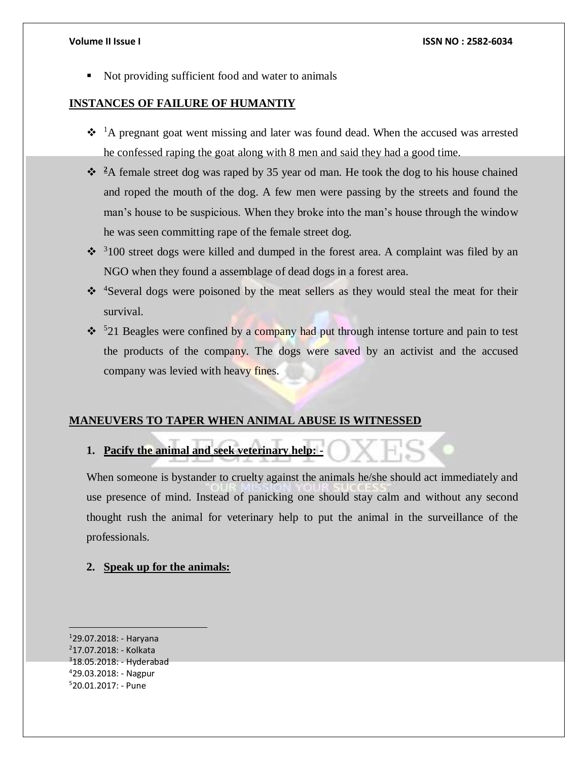- Not providing sufficient food and water to animals

## INSTANCES OF FAILURE OF HUMANTIY

- [1]A pregnant goat went missing and later was found dead. When the accused was arrested he confessed raping the goat along with 8 men and said they had a good time.
- [2]A female street dog was raped by 35 year od man. He took the dog to his house chained and roped the mouth of the dog. A few men were passing by the streets and found the man's house to be suspicious. When they broke into the man's house through the window he was seen committing rape of the female street dog.
- [3]100 street dogs were killed and dumped in the forest area. A complaint was filed by an NGO when they found a assemblage of dead dogs in a forest area.
- [4]Several dogs were poisoned by the meat sellers as they would steal the meat for their survival.
- [5]21 Beagles were confined by a company had put through intense torture and pain to test the products of the company. The dogs were saved by an activist and the accused company was levied with heavy fines.

## MANEUVERS TO TAPER WHEN ANIMAL ABUSE IS WITNESSED

1. **Pacify the animal and seek veterinary help: -**

When someone is bystander to cruelty against the animals he/she should act immediately and use presence of mind. Instead of panicking one should stay calm and without any second thought rush the animal for veterinary help to put the animal in the surveillance of the professionals.

2. **Speak up for the animals:**

---

[1]29.07.2018: - Haryana
[2]17.07.2018: - Kolkata
[3]18.05.2018: - Hyderabad
[4]29.03.2018: - Nagpur
[5]20.01.2017: - Pune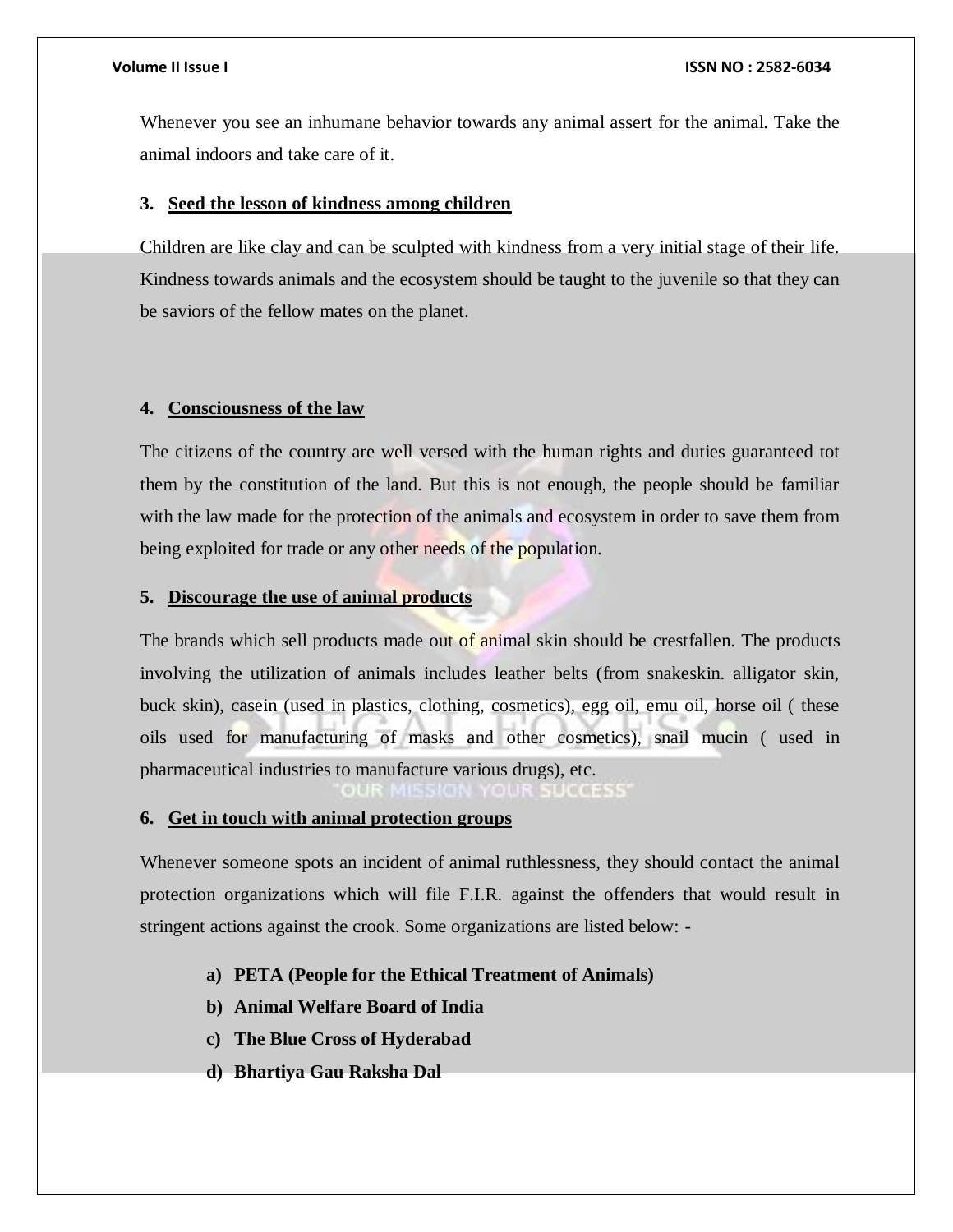Whenever you see an inhumane behavior towards any animal assert for the animal. Take the animal indoors and take care of it.

### 3. Seed the lesson of kindness among children

Children are like clay and can be sculpted with kindness from a very initial stage of their life. Kindness towards animals and the ecosystem should be taught to the juvenile so that they can be saviors of the fellow mates on the planet.

### 4. Consciousness of the law

The citizens of the country are well versed with the human rights and duties guaranteed tot them by the constitution of the land. But this is not enough, the people should be familiar with the law made for the protection of the animals and ecosystem in order to save them from being exploited for trade or any other needs of the population.

### 5. Discourage the use of animal products

The brands which sell products made out of animal skin should be crestfallen. The products involving the utilization of animals includes leather belts (from snakeskin. alligator skin, buck skin), casein (used in plastics, clothing, cosmetics), egg oil, emu oil, horse oil ( these oils used for manufacturing of masks and other cosmetics), snail mucin ( used in pharmaceutical industries to manufacture various drugs), etc.

### 6. Get in touch with animal protection groups

Whenever someone spots an incident of animal ruthlessness, they should contact the animal protection organizations which will file F.I.R. against the offenders that would result in stringent actions against the crook. Some organizations are listed below: -

a) **PETA (People for the Ethical Treatment of Animals)**
b) **Animal Welfare Board of India**
c) **The Blue Cross of Hyderabad**
d) **Bhartiya Gau Raksha Dal**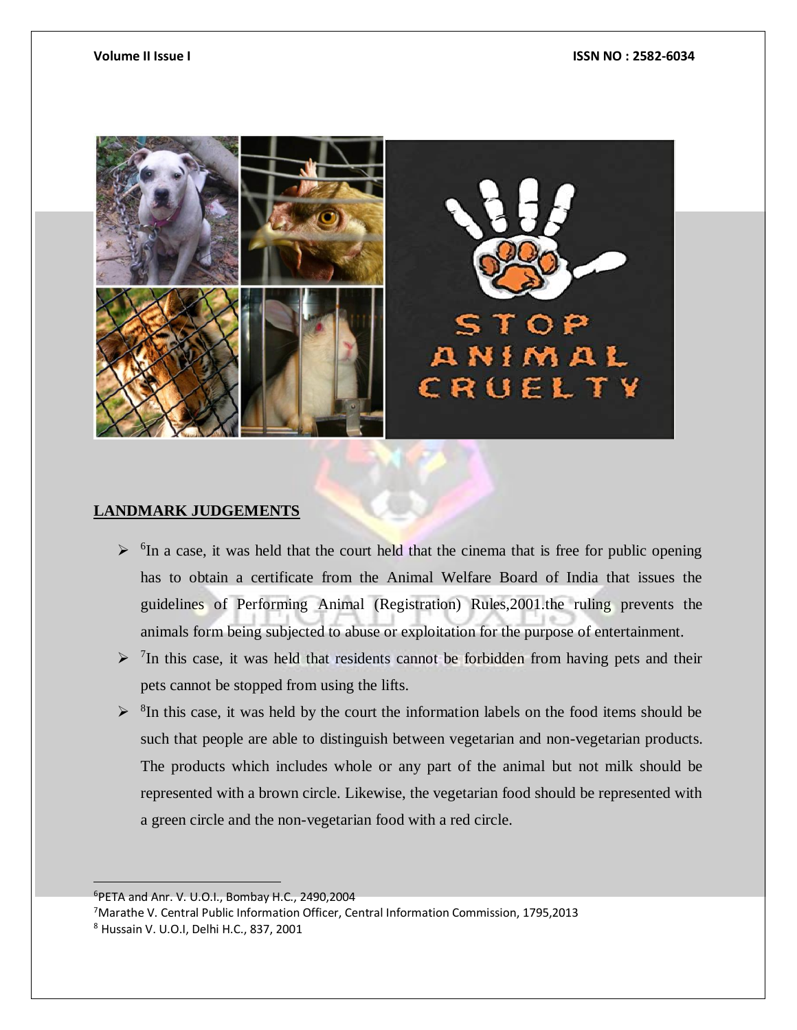## LANDMARK JUDGEMENTS

- [6]In a case, it was held that the court held that the cinema that is free for public opening has to obtain a certificate from the Animal Welfare Board of India that issues the guidelines of Performing Animal (Registration) Rules,2001.the ruling prevents the animals form being subjected to abuse or exploitation for the purpose of entertainment.
- [7]In this case, it was held that residents cannot be forbidden from having pets and their pets cannot be stopped from using the lifts.
- [8]In this case, it was held by the court the information labels on the food items should be such that people are able to distinguish between vegetarian and non-vegetarian products. The products which includes whole or any part of the animal but not milk should be represented with a brown circle. Likewise, the vegetarian food should be represented with a green circle and the non-vegetarian food with a red circle.

---

[6]PETA and Anr. V. U.O.I., Bombay H.C., 2490,2004

[7]Marathe V. Central Public Information Officer, Central Information Commission, 1795,2013

[8] Hussain V. U.O.I, Delhi H.C., 837, 2001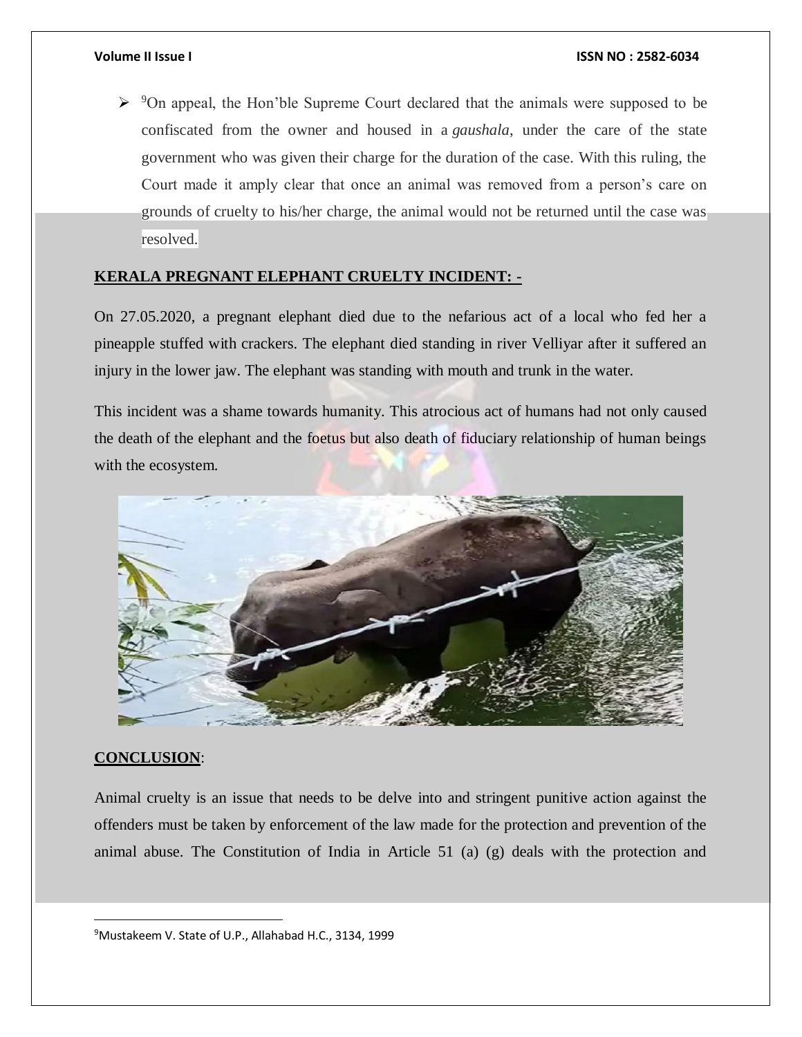- [9]On appeal, the Hon'ble Supreme Court declared that the animals were supposed to be confiscated from the owner and housed in a *gaushala*, under the care of the state government who was given their charge for the duration of the case. With this ruling, the Court made it amply clear that once an animal was removed from a person's care on grounds of cruelty to his/her charge, the animal would not be returned until the case was resolved.

**KERALA PREGNANT ELEPHANT CRUELTY INCIDENT: -**

On 27.05.2020, a pregnant elephant died due to the nefarious act of a local who fed her a pineapple stuffed with crackers. The elephant died standing in river Velliyar after it suffered an injury in the lower jaw. The elephant was standing with mouth and trunk in the water.

This incident was a shame towards humanity. This atrocious act of humans had not only caused the death of the elephant and the foetus but also death of fiduciary relationship of human beings with the ecosystem.

**CONCLUSION**:

Animal cruelty is an issue that needs to be delve into and stringent punitive action against the offenders must be taken by enforcement of the law made for the protection and prevention of the animal abuse. The Constitution of India in Article 51 (a) (g) deals with the protection and

---

[9]Mustakeem V. State of U.P., Allahabad H.C., 3134, 1999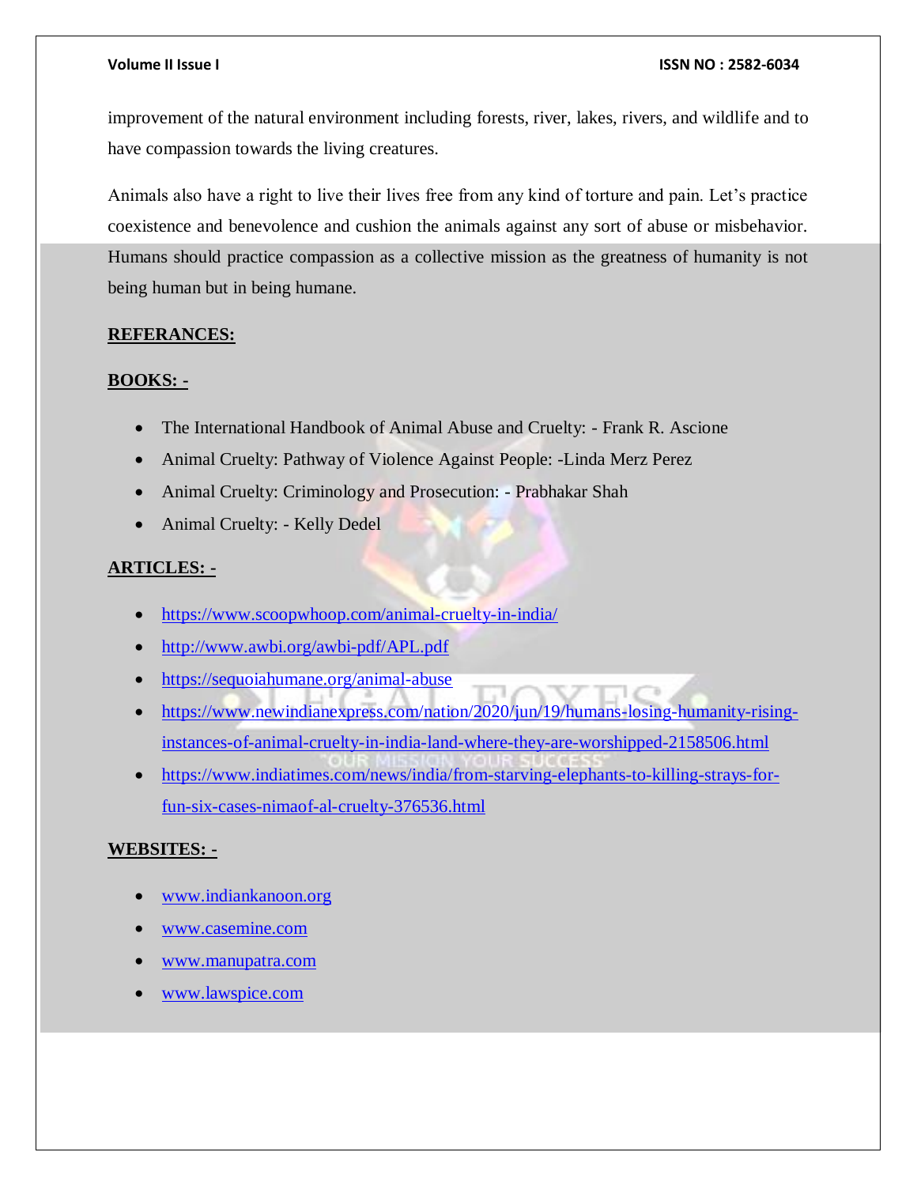improvement of the natural environment including forests, river, lakes, rivers, and wildlife and to have compassion towards the living creatures.

Animals also have a right to live their lives free from any kind of torture and pain. Let's practice coexistence and benevolence and cushion the animals against any sort of abuse or misbehavior. Humans should practice compassion as a collective mission as the greatness of humanity is not being human but in being humane.

**REFERANCES:**

**BOOKS: -**

- The International Handbook of Animal Abuse and Cruelty: - Frank R. Ascione
- Animal Cruelty: Pathway of Violence Against People: -Linda Merz Perez
- Animal Cruelty: Criminology and Prosecution: - Prabhakar Shah
- Animal Cruelty: - Kelly Dedel

**ARTICLES: -**

- https://www.scoopwhoop.com/animal-cruelty-in-india/
- http://www.awbi.org/awbi-pdf/APL.pdf
- https://sequoiahumane.org/animal-abuse
- https://www.newindianexpress.com/nation/2020/jun/19/humans-losing-humanity-rising-instances-of-animal-cruelty-in-india-land-where-they-are-worshipped-2158506.html
- https://www.indiatimes.com/news/india/from-starving-elephants-to-killing-strays-for-fun-six-cases-nimaof-al-cruelty-376536.html

**WEBSITES: -**

- www.indiankanoon.org
- www.casemine.com
- www.manupatra.com
- www.lawspice.com